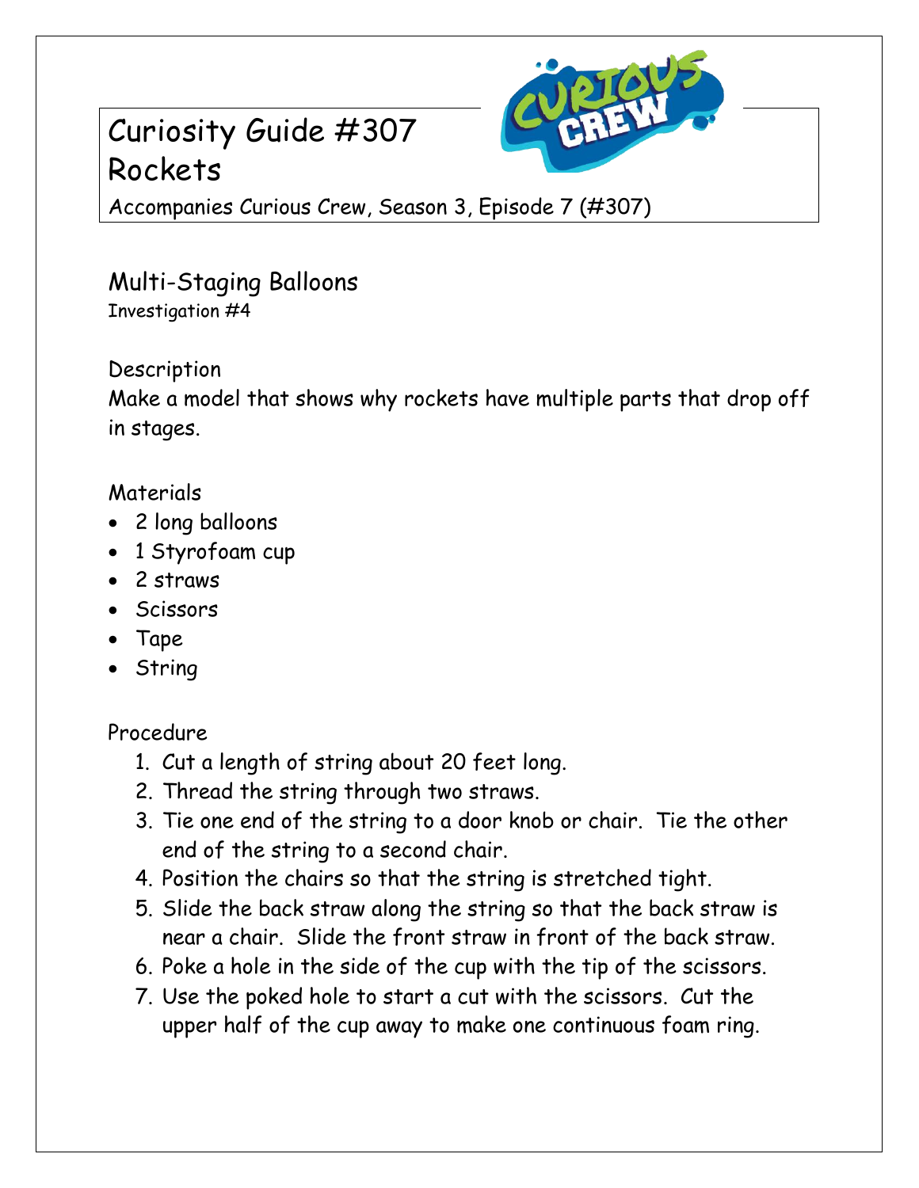# Curiosity Guide #307
# Rockets

Accompanies Curious Crew, Season 3, Episode 7 (#307)

## Multi-Staging Balloons

Investigation #4

### Description

Make a model that shows why rockets have multiple parts that drop off in stages.

### Materials

- 2 long balloons
- 1 Styrofoam cup
- 2 straws
- Scissors
- Tape
- String

### Procedure

1. Cut a length of string about 20 feet long.
2. Thread the string through two straws.
3. Tie one end of the string to a door knob or chair. Tie the other end of the string to a second chair.
4. Position the chairs so that the string is stretched tight.
5. Slide the back straw along the string so that the back straw is near a chair. Slide the front straw in front of the back straw.
6. Poke a hole in the side of the cup with the tip of the scissors.
7. Use the poked hole to start a cut with the scissors. Cut the upper half of the cup away to make one continuous foam ring.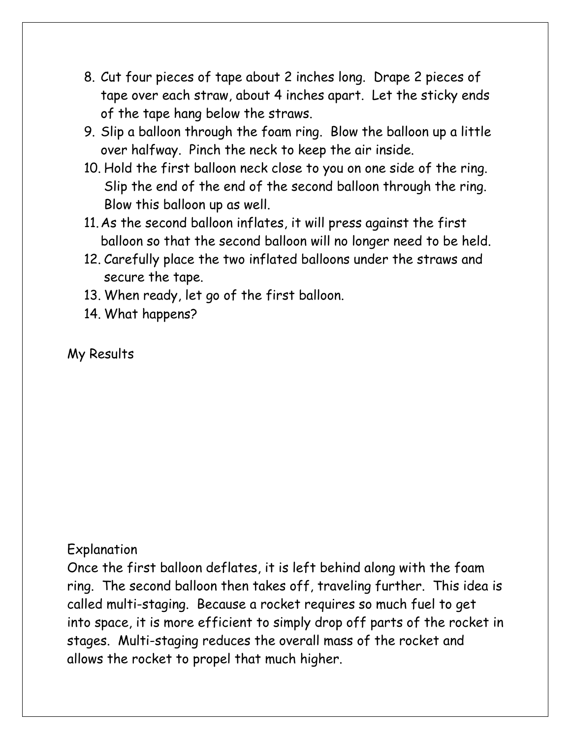8. Cut four pieces of tape about 2 inches long. Drape 2 pieces of tape over each straw, about 4 inches apart. Let the sticky ends of the tape hang below the straws.
9. Slip a balloon through the foam ring. Blow the balloon up a little over halfway. Pinch the neck to keep the air inside.
10. Hold the first balloon neck close to you on one side of the ring. Slip the end of the end of the second balloon through the ring. Blow this balloon up as well.
11. As the second balloon inflates, it will press against the first balloon so that the second balloon will no longer need to be held.
12. Carefully place the two inflated balloons under the straws and secure the tape.
13. When ready, let go of the first balloon.
14. What happens?

My Results

Explanation

Once the first balloon deflates, it is left behind along with the foam ring. The second balloon then takes off, traveling further. This idea is called multi-staging. Because a rocket requires so much fuel to get into space, it is more efficient to simply drop off parts of the rocket in stages. Multi-staging reduces the overall mass of the rocket and allows the rocket to propel that much higher.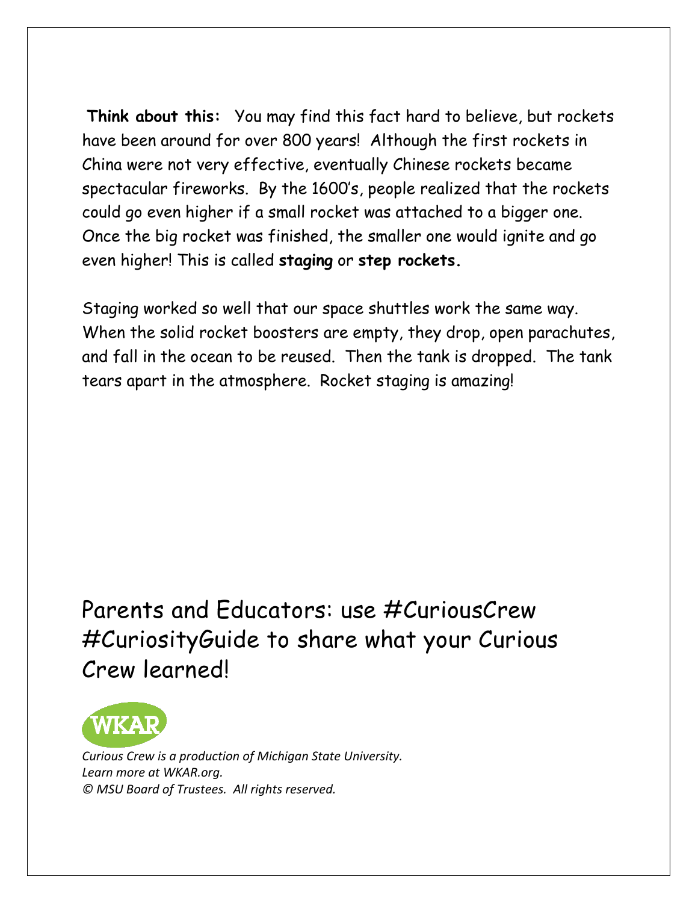**Think about this:** You may find this fact hard to believe, but rockets have been around for over 800 years! Although the first rockets in China were not very effective, eventually Chinese rockets became spectacular fireworks. By the 1600's, people realized that the rockets could go even higher if a small rocket was attached to a bigger one. Once the big rocket was finished, the smaller one would ignite and go even higher! This is called **staging** or **step rockets.**

Staging worked so well that our space shuttles work the same way. When the solid rocket boosters are empty, they drop, open parachutes, and fall in the ocean to be reused. Then the tank is dropped. The tank tears apart in the atmosphere. Rocket staging is amazing!

## Parents and Educators: use #CuriousCrew #CuriosityGuide to share what your Curious Crew learned!

WKAR

*Curious Crew is a production of Michigan State University.*
*Learn more at WKAR.org.*
*© MSU Board of Trustees. All rights reserved.*